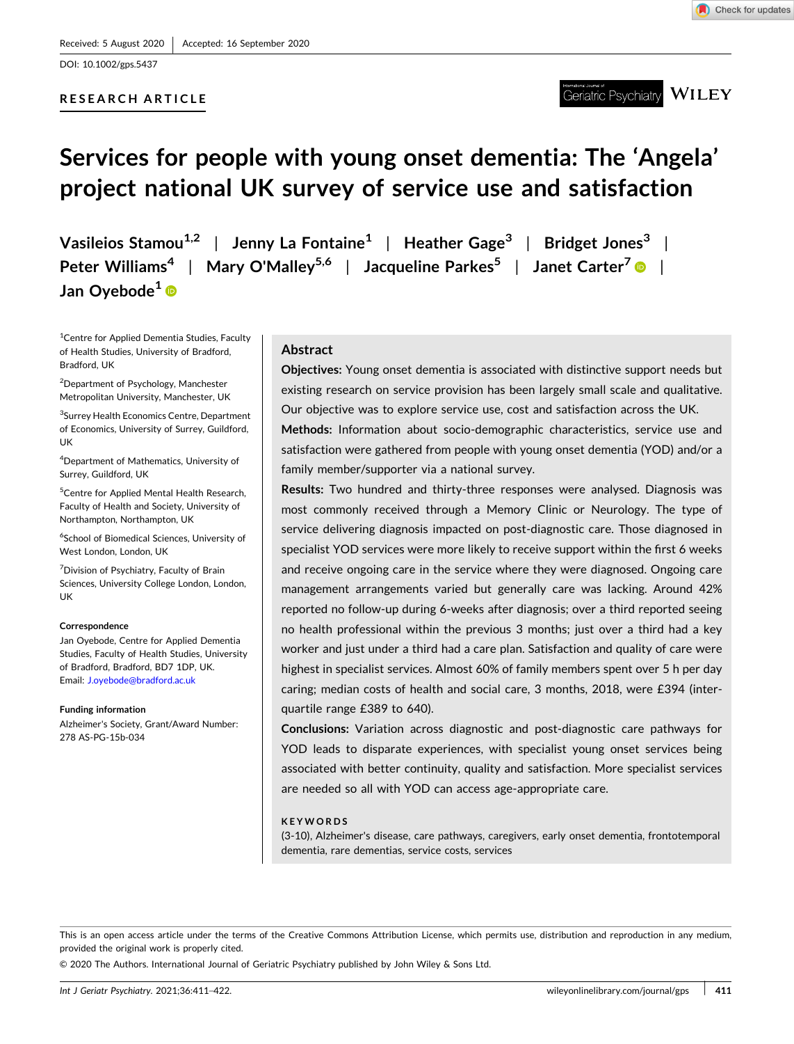Received: 5 August 2020 | Accepted: 16 September 2020

DOI: 10.1002/gps.5437

RESEARCH ARTICLE

# Services for people with young onset dementia: The 'Angela' project national UK survey of service use and satisfaction

Vasileios Stamou[1,2] | Jenny La Fontaine[1] | Heather Gage[3] | Bridget Jones[3] | Peter Williams[4] | Mary O'Malley[5,6] | Jacqueline Parkes[5] | Janet Carter[7] | Jan Oyebode[1]

[1]Centre for Applied Dementia Studies, Faculty of Health Studies, University of Bradford, Bradford, UK

[2]Department of Psychology, Manchester Metropolitan University, Manchester, UK

[3]Surrey Health Economics Centre, Department of Economics, University of Surrey, Guildford, UK

[4]Department of Mathematics, University of Surrey, Guildford, UK

[5]Centre for Applied Mental Health Research, Faculty of Health and Society, University of Northampton, Northampton, UK

[6]School of Biomedical Sciences, University of West London, London, UK

[7]Division of Psychiatry, Faculty of Brain Sciences, University College London, London, UK

**Correspondence**

Jan Oyebode, Centre for Applied Dementia Studies, Faculty of Health Studies, University of Bradford, Bradford, BD7 1DP, UK.
Email: J.oyebode@bradford.ac.uk

**Funding information**

Alzheimer's Society, Grant/Award Number: 278 AS-PG-15b-034

## Abstract

**Objectives:** Young onset dementia is associated with distinctive support needs but existing research on service provision has been largely small scale and qualitative. Our objective was to explore service use, cost and satisfaction across the UK.

**Methods:** Information about socio-demographic characteristics, service use and satisfaction were gathered from people with young onset dementia (YOD) and/or a family member/supporter via a national survey.

**Results:** Two hundred and thirty-three responses were analysed. Diagnosis was most commonly received through a Memory Clinic or Neurology. The type of service delivering diagnosis impacted on post-diagnostic care. Those diagnosed in specialist YOD services were more likely to receive support within the first 6 weeks and receive ongoing care in the service where they were diagnosed. Ongoing care management arrangements varied but generally care was lacking. Around 42% reported no follow-up during 6-weeks after diagnosis; over a third reported seeing no health professional within the previous 3 months; just over a third had a key worker and just under a third had a care plan. Satisfaction and quality of care were highest in specialist services. Almost 60% of family members spent over 5 h per day caring; median costs of health and social care, 3 months, 2018, were £394 (interquartile range £389 to 640).

**Conclusions:** Variation across diagnostic and post-diagnostic care pathways for YOD leads to disparate experiences, with specialist young onset services being associated with better continuity, quality and satisfaction. More specialist services are needed so all with YOD can access age-appropriate care.

**KEYWORDS**

(3-10), Alzheimer's disease, care pathways, caregivers, early onset dementia, frontotemporal dementia, rare dementias, service costs, services

This is an open access article under the terms of the Creative Commons Attribution License, which permits use, distribution and reproduction in any medium, provided the original work is properly cited.

© 2020 The Authors. International Journal of Geriatric Psychiatry published by John Wiley & Sons Ltd.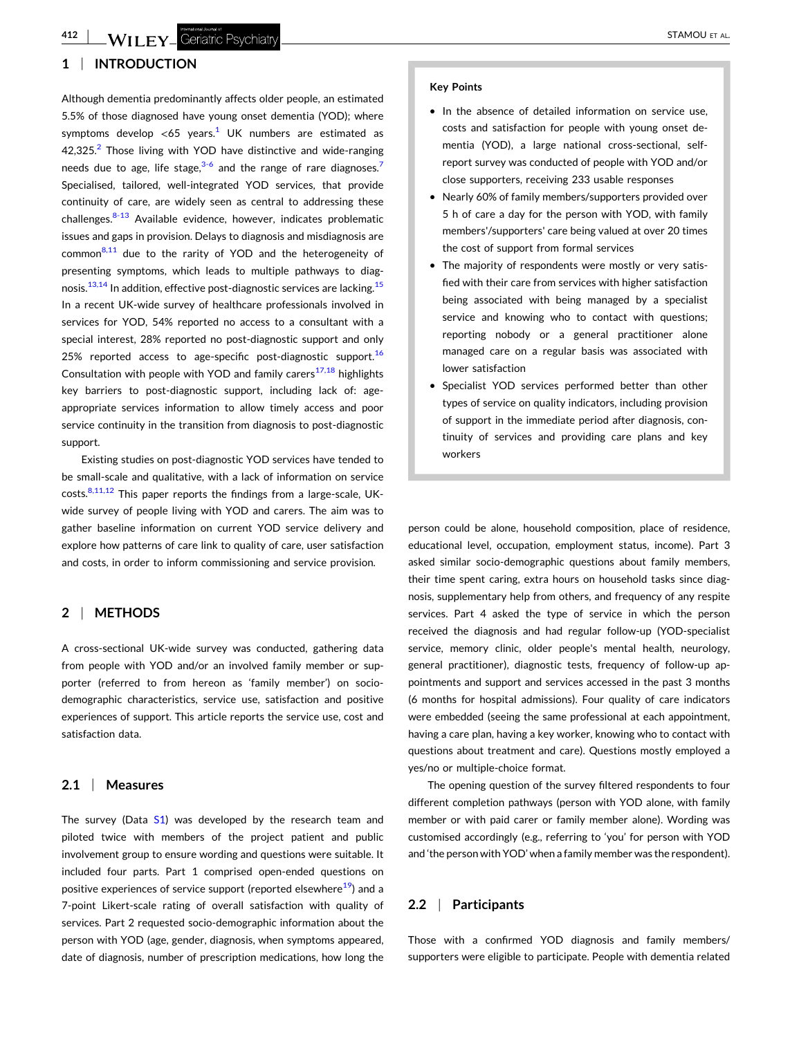## 1 | INTRODUCTION

Although dementia predominantly affects older people, an estimated 5.5% of those diagnosed have young onset dementia (YOD); where symptoms develop <65 years.[1] UK numbers are estimated as 42,325.[2] Those living with YOD have distinctive and wide-ranging needs due to age, life stage,[3-6] and the range of rare diagnoses.[7] Specialised, tailored, well-integrated YOD services, that provide continuity of care, are widely seen as central to addressing these challenges.[8-13] Available evidence, however, indicates problematic issues and gaps in provision. Delays to diagnosis and misdiagnosis are common[8,11] due to the rarity of YOD and the heterogeneity of presenting symptoms, which leads to multiple pathways to diagnosis.[13,14] In addition, effective post-diagnostic services are lacking.[15] In a recent UK-wide survey of healthcare professionals involved in services for YOD, 54% reported no access to a consultant with a special interest, 28% reported no post-diagnostic support and only 25% reported access to age-specific post-diagnostic support.[16] Consultation with people with YOD and family carers[17,18] highlights key barriers to post-diagnostic support, including lack of: age-appropriate services information to allow timely access and poor service continuity in the transition from diagnosis to post-diagnostic support.

Existing studies on post-diagnostic YOD services have tended to be small-scale and qualitative, with a lack of information on service costs.[8,11,12] This paper reports the findings from a large-scale, UK-wide survey of people living with YOD and carers. The aim was to gather baseline information on current YOD service delivery and explore how patterns of care link to quality of care, user satisfaction and costs, in order to inform commissioning and service provision.

**Key Points**

- In the absence of detailed information on service use, costs and satisfaction for people with young onset dementia (YOD), a large national cross-sectional, self-report survey was conducted of people with YOD and/or close supporters, receiving 233 usable responses
- Nearly 60% of family members/supporters provided over 5 h of care a day for the person with YOD, with family members'/supporters' care being valued at over 20 times the cost of support from formal services
- The majority of respondents were mostly or very satisfied with their care from services with higher satisfaction being associated with being managed by a specialist service and knowing who to contact with questions; reporting nobody or a general practitioner alone managed care on a regular basis was associated with lower satisfaction
- Specialist YOD services performed better than other types of service on quality indicators, including provision of support in the immediate period after diagnosis, continuity of services and providing care plans and key workers

## 2 | METHODS

A cross-sectional UK-wide survey was conducted, gathering data from people with YOD and/or an involved family member or supporter (referred to from hereon as 'family member') on socio-demographic characteristics, service use, satisfaction and positive experiences of support. This article reports the service use, cost and satisfaction data.

### 2.1 | Measures

The survey (Data S1) was developed by the research team and piloted twice with members of the project patient and public involvement group to ensure wording and questions were suitable. It included four parts. Part 1 comprised open-ended questions on positive experiences of service support (reported elsewhere[19]) and a 7-point Likert-scale rating of overall satisfaction with quality of services. Part 2 requested socio-demographic information about the person with YOD (age, gender, diagnosis, when symptoms appeared, date of diagnosis, number of prescription medications, how long the person could be alone, household composition, place of residence, educational level, occupation, employment status, income). Part 3 asked similar socio-demographic questions about family members, their time spent caring, extra hours on household tasks since diagnosis, supplementary help from others, and frequency of any respite services. Part 4 asked the type of service in which the person received the diagnosis and had regular follow-up (YOD-specialist service, memory clinic, older people's mental health, neurology, general practitioner), diagnostic tests, frequency of follow-up appointments and support and services accessed in the past 3 months (6 months for hospital admissions). Four quality of care indicators were embedded (seeing the same professional at each appointment, having a care plan, having a key worker, knowing who to contact with questions about treatment and care). Questions mostly employed a yes/no or multiple-choice format.

The opening question of the survey filtered respondents to four different completion pathways (person with YOD alone, with family member or with paid carer or family member alone). Wording was customised accordingly (e.g., referring to 'you' for person with YOD and 'the person with YOD' when a family member was the respondent).

### 2.2 | Participants

Those with a confirmed YOD diagnosis and family members/supporters were eligible to participate. People with dementia related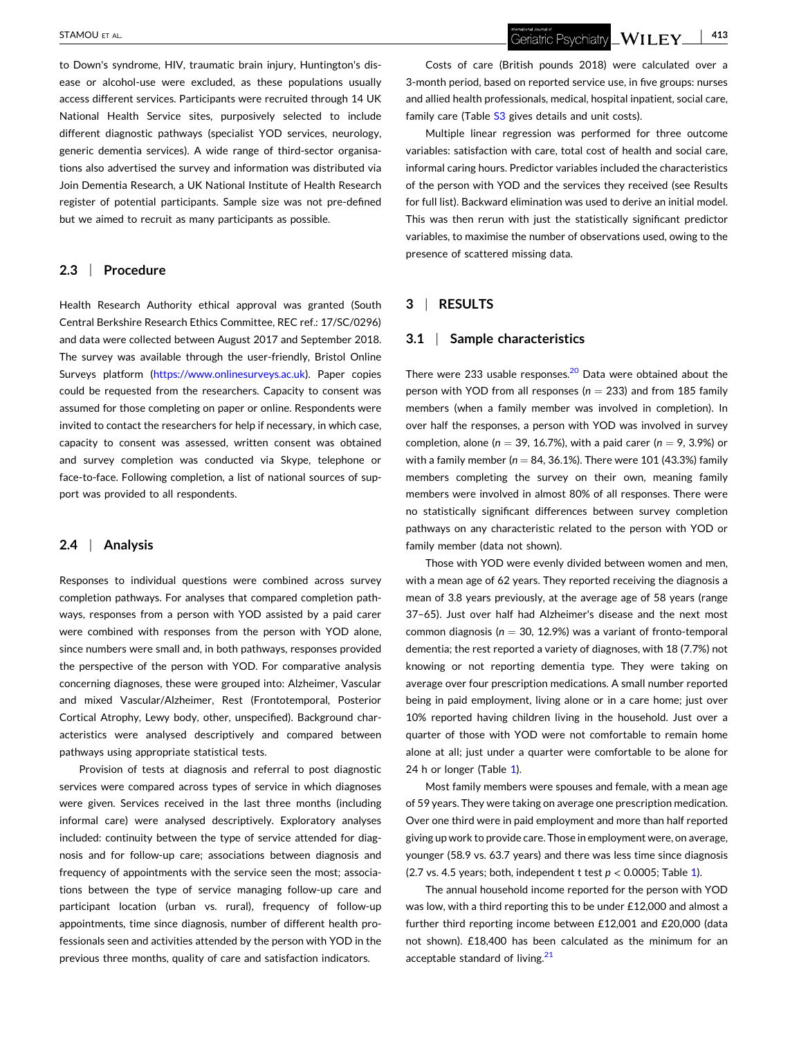to Down's syndrome, HIV, traumatic brain injury, Huntington's disease or alcohol-use were excluded, as these populations usually access different services. Participants were recruited through 14 UK National Health Service sites, purposively selected to include different diagnostic pathways (specialist YOD services, neurology, generic dementia services). A wide range of third-sector organisations also advertised the survey and information was distributed via Join Dementia Research, a UK National Institute of Health Research register of potential participants. Sample size was not pre-defined but we aimed to recruit as many participants as possible.

### 2.3 | Procedure

Health Research Authority ethical approval was granted (South Central Berkshire Research Ethics Committee, REC ref.: 17/SC/0296) and data were collected between August 2017 and September 2018. The survey was available through the user-friendly, Bristol Online Surveys platform (https://www.onlinesurveys.ac.uk). Paper copies could be requested from the researchers. Capacity to consent was assumed for those completing on paper or online. Respondents were invited to contact the researchers for help if necessary, in which case, capacity to consent was assessed, written consent was obtained and survey completion was conducted via Skype, telephone or face-to-face. Following completion, a list of national sources of support was provided to all respondents.

### 2.4 | Analysis

Responses to individual questions were combined across survey completion pathways. For analyses that compared completion pathways, responses from a person with YOD assisted by a paid carer were combined with responses from the person with YOD alone, since numbers were small and, in both pathways, responses provided the perspective of the person with YOD. For comparative analysis concerning diagnoses, these were grouped into: Alzheimer, Vascular and mixed Vascular/Alzheimer, Rest (Frontotemporal, Posterior Cortical Atrophy, Lewy body, other, unspecified). Background characteristics were analysed descriptively and compared between pathways using appropriate statistical tests.

Provision of tests at diagnosis and referral to post diagnostic services were compared across types of service in which diagnoses were given. Services received in the last three months (including informal care) were analysed descriptively. Exploratory analyses included: continuity between the type of service attended for diagnosis and for follow-up care; associations between diagnosis and frequency of appointments with the service seen the most; associations between the type of service managing follow-up care and participant location (urban vs. rural), frequency of follow-up appointments, time since diagnosis, number of different health professionals seen and activities attended by the person with YOD in the previous three months, quality of care and satisfaction indicators.

Costs of care (British pounds 2018) were calculated over a 3-month period, based on reported service use, in five groups: nurses and allied health professionals, medical, hospital inpatient, social care, family care (Table S3 gives details and unit costs).

Multiple linear regression was performed for three outcome variables: satisfaction with care, total cost of health and social care, informal caring hours. Predictor variables included the characteristics of the person with YOD and the services they received (see Results for full list). Backward elimination was used to derive an initial model. This was then rerun with just the statistically significant predictor variables, to maximise the number of observations used, owing to the presence of scattered missing data.

## 3 | RESULTS

### 3.1 | Sample characteristics

There were 233 usable responses.[20] Data were obtained about the person with YOD from all responses ($n = 233$) and from 185 family members (when a family member was involved in completion). In over half the responses, a person with YOD was involved in survey completion, alone ($n = 39$, 16.7%), with a paid carer ($n = 9$, 3.9%) or with a family member ($n = 84$, 36.1%). There were 101 (43.3%) family members completing the survey on their own, meaning family members were involved in almost 80% of all responses. There were no statistically significant differences between survey completion pathways on any characteristic related to the person with YOD or family member (data not shown).

Those with YOD were evenly divided between women and men, with a mean age of 62 years. They reported receiving the diagnosis a mean of 3.8 years previously, at the average age of 58 years (range 37–65). Just over half had Alzheimer's disease and the next most common diagnosis ($n = 30$, 12.9%) was a variant of fronto-temporal dementia; the rest reported a variety of diagnoses, with 18 (7.7%) not knowing or not reporting dementia type. They were taking on average over four prescription medications. A small number reported being in paid employment, living alone or in a care home; just over 10% reported having children living in the household. Just over a quarter of those with YOD were not comfortable to remain home alone at all; just under a quarter were comfortable to be alone for 24 h or longer (Table 1).

Most family members were spouses and female, with a mean age of 59 years. They were taking on average one prescription medication. Over one third were in paid employment and more than half reported giving up work to provide care. Those in employment were, on average, younger (58.9 vs. 63.7 years) and there was less time since diagnosis (2.7 vs. 4.5 years; both, independent t test $p < 0.0005$; Table 1).

The annual household income reported for the person with YOD was low, with a third reporting this to be under £12,000 and almost a further third reporting income between £12,001 and £20,000 (data not shown). £18,400 has been calculated as the minimum for an acceptable standard of living.[21]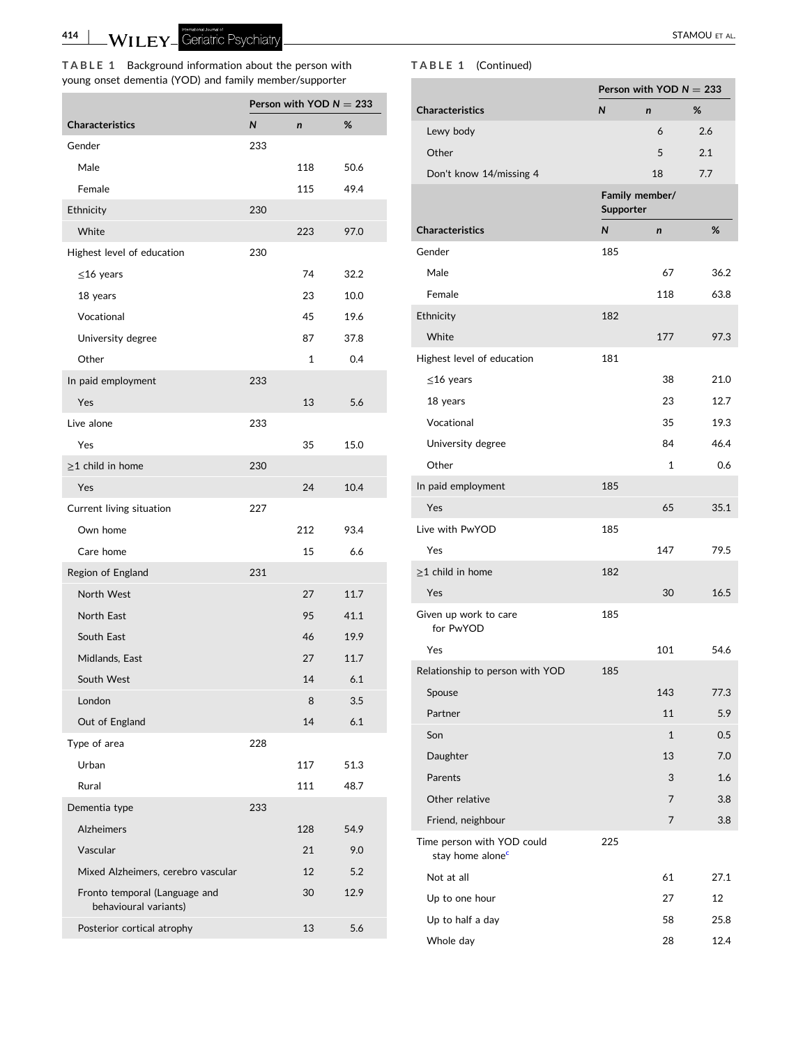**TABLE 1** Background information about the person with young onset dementia (YOD) and family member/supporter

| Characteristics | Person with YOD N = 233 | | |
|---|---|---|---|
| | N | n | % |
| Gender | 233 | | |
| Male | | 118 | 50.6 |
| Female | | 115 | 49.4 |
| Ethnicity | 230 | | |
| White | | 223 | 97.0 |
| Highest level of education | 230 | | |
| ≤16 years | | 74 | 32.2 |
| 18 years | | 23 | 10.0 |
| Vocational | | 45 | 19.6 |
| University degree | | 87 | 37.8 |
| Other | | 1 | 0.4 |
| In paid employment | 233 | | |
| Yes | | 13 | 5.6 |
| Live alone | 233 | | |
| Yes | | 35 | 15.0 |
| ≥1 child in home | 230 | | |
| Yes | | 24 | 10.4 |
| Current living situation | 227 | | |
| Own home | | 212 | 93.4 |
| Care home | | 15 | 6.6 |
| Region of England | 231 | | |
| North West | | 27 | 11.7 |
| North East | | 95 | 41.1 |
| South East | | 46 | 19.9 |
| Midlands, East | | 27 | 11.7 |
| South West | | 14 | 6.1 |
| London | | 8 | 3.5 |
| Out of England | | 14 | 6.1 |
| Type of area | 228 | | |
| Urban | | 117 | 51.3 |
| Rural | | 111 | 48.7 |
| Dementia type | 233 | | |
| Alzheimers | | 128 | 54.9 |
| Vascular | | 21 | 9.0 |
| Mixed Alzheimers, cerebro vascular | | 12 | 5.2 |
| Fronto temporal (Language and behavioural variants) | | 30 | 12.9 |
| Posterior cortical atrophy | | 13 | 5.6 |
| Lewy body | | 6 | 2.6 |
| Other | | 5 | 2.1 |
| Don't know 14/missing 4 | | 18 | 7.7 |
| | **Family member/Supporter** | | |
| **Characteristics** | **N** | **n** | **%** |
| Gender | 185 | | |
| Male | | 67 | 36.2 |
| Female | | 118 | 63.8 |
| Ethnicity | 182 | | |
| White | | 177 | 97.3 |
| Highest level of education | 181 | | |
| ≤16 years | | 38 | 21.0 |
| 18 years | | 23 | 12.7 |
| Vocational | | 35 | 19.3 |
| University degree | | 84 | 46.4 |
| Other | | 1 | 0.6 |
| In paid employment | 185 | | |
| Yes | | 65 | 35.1 |
| Live with PwYOD | 185 | | |
| Yes | | 147 | 79.5 |
| ≥1 child in home | 182 | | |
| Yes | | 30 | 16.5 |
| Given up work to care for PwYOD | 185 | | |
| Yes | | 101 | 54.6 |
| Relationship to person with YOD | 185 | | |
| Spouse | | 143 | 77.3 |
| Partner | | 11 | 5.9 |
| Son | | 1 | 0.5 |
| Daughter | | 13 | 7.0 |
| Parents | | 3 | 1.6 |
| Other relative | | 7 | 3.8 |
| Friend, neighbour | | 7 | 3.8 |
| Time person with YOD could stay home alone[c] | 225 | | |
| Not at all | | 61 | 27.1 |
| Up to one hour | | 27 | 12 |
| Up to half a day | | 58 | 25.8 |
| Whole day | | 28 | 12.4 |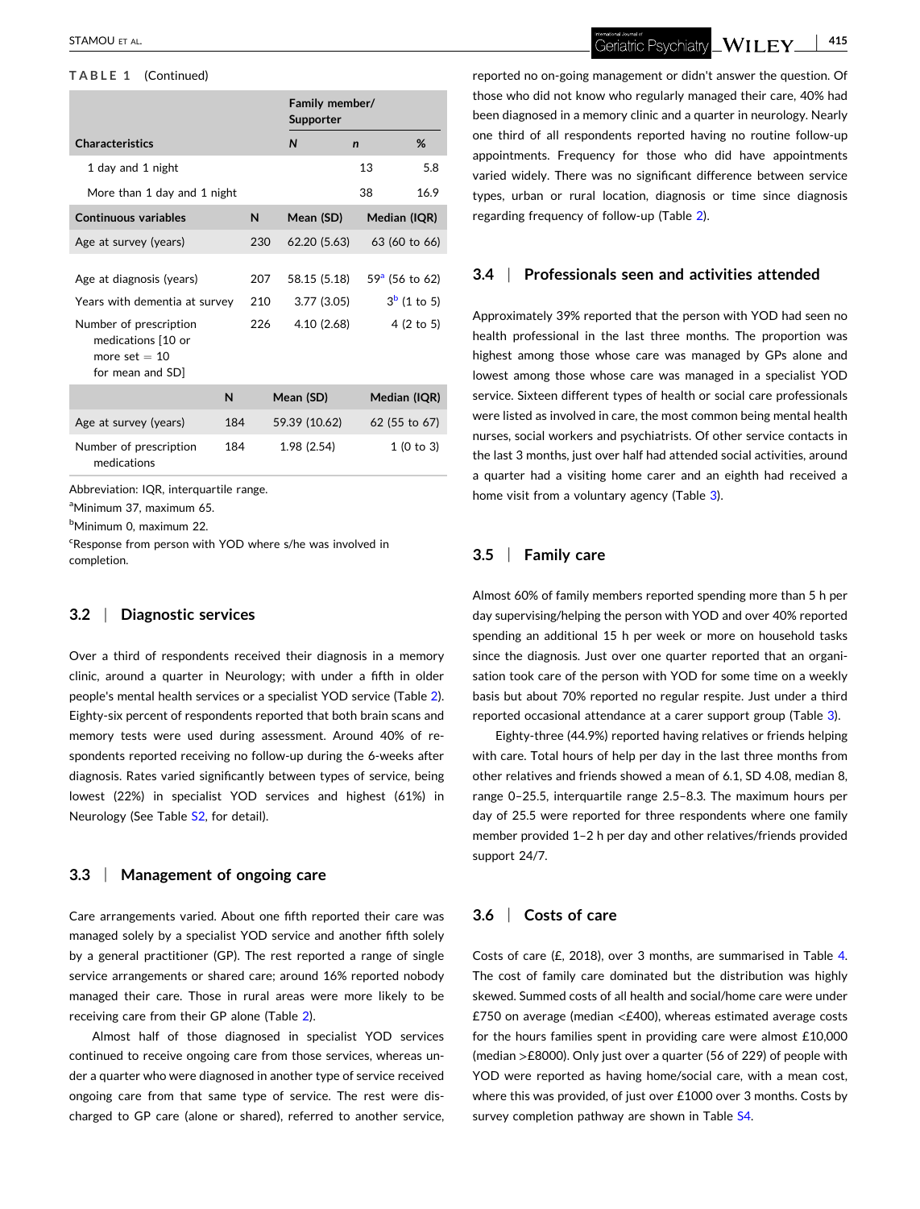**TABLE 1** (Continued)

| Characteristics | | Family member/ Supporter | | |
|---|---|---|---|---|
| | | N | n | % |
| 1 day and 1 night | | | 13 | 5.8 |
| More than 1 day and 1 night | | | 38 | 16.9 |
| **Continuous variables** | **N** | **Mean (SD)** | **Median (IQR)** | |
| Age at survey (years) | 230 | 62.20 (5.63) | 63 (60 to 66) | |
| Age at diagnosis (years) | 207 | 58.15 (5.18) | 59[a] (56 to 62) | |
| Years with dementia at survey | 210 | 3.77 (3.05) | 3[b] (1 to 5) | |
| Number of prescription medications [10 or more set = 10 for mean and SD] | 226 | 4.10 (2.68) | 4 (2 to 5) | |
| | **N** | **Mean (SD)** | **Median (IQR)** | |
| Age at survey (years) | 184 | 59.39 (10.62) | 62 (55 to 67) | |
| Number of prescription medications | 184 | 1.98 (2.54) | 1 (0 to 3) | |

Abbreviation: IQR, interquartile range.

[a]Minimum 37, maximum 65.

[b]Minimum 0, maximum 22.

[c]Response from person with YOD where s/he was involved in completion.

### 3.2 | Diagnostic services

Over a third of respondents received their diagnosis in a memory clinic, around a quarter in Neurology; with under a fifth in older people's mental health services or a specialist YOD service (Table 2). Eighty-six percent of respondents reported that both brain scans and memory tests were used during assessment. Around 40% of respondents reported receiving no follow-up during the 6-weeks after diagnosis. Rates varied significantly between types of service, being lowest (22%) in specialist YOD services and highest (61%) in Neurology (See Table S2, for detail).

### 3.3 | Management of ongoing care

Care arrangements varied. About one fifth reported their care was managed solely by a specialist YOD service and another fifth solely by a general practitioner (GP). The rest reported a range of single service arrangements or shared care; around 16% reported nobody managed their care. Those in rural areas were more likely to be receiving care from their GP alone (Table 2).

Almost half of those diagnosed in specialist YOD services continued to receive ongoing care from those services, whereas under a quarter who were diagnosed in another type of service received ongoing care from that same type of service. The rest were discharged to GP care (alone or shared), referred to another service, reported no on-going management or didn't answer the question. Of those who did not know who regularly managed their care, 40% had been diagnosed in a memory clinic and a quarter in neurology. Nearly one third of all respondents reported having no routine follow-up appointments. Frequency for those who did have appointments varied widely. There was no significant difference between service types, urban or rural location, diagnosis or time since diagnosis regarding frequency of follow-up (Table 2).

### 3.4 | Professionals seen and activities attended

Approximately 39% reported that the person with YOD had seen no health professional in the last three months. The proportion was highest among those whose care was managed by GPs alone and lowest among those whose care was managed in a specialist YOD service. Sixteen different types of health or social care professionals were listed as involved in care, the most common being mental health nurses, social workers and psychiatrists. Of other service contacts in the last 3 months, just over half had attended social activities, around a quarter had a visiting home carer and an eighth had received a home visit from a voluntary agency (Table 3).

### 3.5 | Family care

Almost 60% of family members reported spending more than 5 h per day supervising/helping the person with YOD and over 40% reported spending an additional 15 h per week or more on household tasks since the diagnosis. Just over one quarter reported that an organisation took care of the person with YOD for some time on a weekly basis but about 70% reported no regular respite. Just under a third reported occasional attendance at a carer support group (Table 3).

Eighty-three (44.9%) reported having relatives or friends helping with care. Total hours of help per day in the last three months from other relatives and friends showed a mean of 6.1, SD 4.08, median 8, range 0–25.5, interquartile range 2.5–8.3. The maximum hours per day of 25.5 were reported for three respondents where one family member provided 1–2 h per day and other relatives/friends provided support 24/7.

### 3.6 | Costs of care

Costs of care (£, 2018), over 3 months, are summarised in Table 4. The cost of family care dominated but the distribution was highly skewed. Summed costs of all health and social/home care were under £750 on average (median <£400), whereas estimated average costs for the hours families spent in providing care were almost £10,000 (median >£8000). Only just over a quarter (56 of 229) of people with YOD were reported as having home/social care, with a mean cost, where this was provided, of just over £1000 over 3 months. Costs by survey completion pathway are shown in Table S4.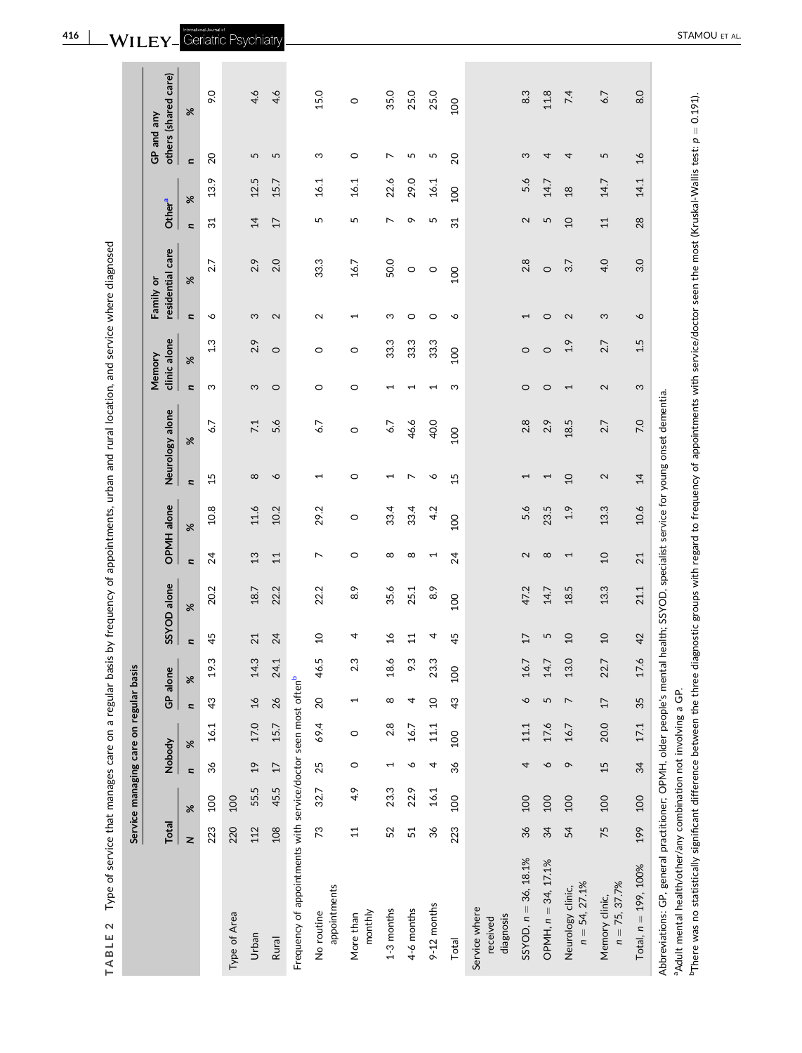**TABLE 2** Type of service that manages care on a regular basis by frequency of appointments, urban and rural location, and service where diagnosed

| | Total | | Service managing care on regular basis | | | | | | | | | | | | | | | | | |
|---|---|---|---|---|---|---|---|---|---|---|---|---|---|---|---|---|---|---|---|---|
| | | | Nobody | | GP alone | | SSYOD alone | | OPMH alone | | Neurology alone | | Memory clinic alone | | Family or residential care | | Other[a] | | GP and any others (shared care) | |
| | N | % | n | % | n | % | n | % | n | % | n | % | n | % | n | % | n | % | n | % |
| | 223 | 100 | 36 | 16.1 | 43 | 19.3 | 45 | 20.2 | 24 | 10.8 | 15 | 6.7 | 3 | 1.3 | 6 | 2.7 | 31 | 13.9 | 20 | 9.0 |
| Type of Area | 220 | 100 | | | | | | | | | | | | | | | | | | |
| Urban | 112 | 55.5 | 19 | 17.0 | 16 | 14.3 | 21 | 18.7 | 13 | 11.6 | 8 | 7.1 | 3 | 2.9 | 3 | 2.9 | 14 | 12.5 | 5 | 4.6 |
| Rural | 108 | 45.5 | 17 | 15.7 | 26 | 24.1 | 24 | 22.2 | 11 | 10.2 | 6 | 5.6 | 0 | 0 | 2 | 2.0 | 17 | 15.7 | 5 | 4.6 |
| Frequency of appointments with service/doctor seen most often[b] | | | | | | | | | | | | | | | | | | | | |
| No routine appointments | 73 | 32.7 | 25 | 69.4 | 20 | 46.5 | 10 | 22.2 | 7 | 29.2 | 1 | 6.7 | 0 | 0 | 2 | 33.3 | 5 | 16.1 | 3 | 15.0 |
| More than monthly | 11 | 4.9 | 0 | 0 | 1 | 2.3 | 4 | 8.9 | 0 | 0 | 0 | 0 | 0 | 0 | 1 | 16.7 | 5 | 16.1 | 0 | 0 |
| 1-3 months | 52 | 23.3 | 1 | 2.8 | 8 | 18.6 | 16 | 35.6 | 8 | 33.4 | 1 | 6.7 | 1 | 33.3 | 3 | 50.0 | 7 | 22.6 | 7 | 35.0 |
| 4-6 months | 51 | 22.9 | 6 | 16.7 | 4 | 9.3 | 11 | 25.1 | 8 | 33.4 | 7 | 46.6 | 1 | 33.3 | 0 | 0 | 9 | 29.0 | 5 | 25.0 |
| 9-12 months | 36 | 16.1 | 4 | 11.1 | 10 | 23.3 | 4 | 8.9 | 1 | 4.2 | 6 | 40.0 | 1 | 33.3 | 0 | 0 | 5 | 16.1 | 5 | 25.0 |
| Total | 223 | 100 | 36 | 100 | 43 | 100 | 45 | 100 | 24 | 100 | 15 | 100 | 3 | 100 | 6 | 100 | 31 | 100 | 20 | 100 |
| Service where received diagnosis | | | | | | | | | | | | | | | | | | | | |
| SSYOD, $n = 36$, 18.1% | 36 | 100 | 4 | 11.1 | 6 | 16.7 | 17 | 47.2 | 2 | 5.6 | 1 | 2.8 | 0 | 0 | 1 | 2.8 | 2 | 5.6 | 3 | 8.3 |
| OPMH, $n = 34$, 17.1% | 34 | 100 | 6 | 17.6 | 5 | 14.7 | 5 | 14.7 | 8 | 23.5 | 1 | 2.9 | 0 | 0 | 0 | 0 | 5 | 14.7 | 4 | 11.8 |
| Neurology clinic, $n = 54$, 27.1% | 54 | 100 | 9 | 16.7 | 7 | 13.0 | 10 | 18.5 | 1 | 1.9 | 10 | 18.5 | 1 | 1.9 | 2 | 3.7 | 10 | 18 | 4 | 7.4 |
| Memory clinic, $n = 75$, 37.7% | 75 | 100 | 15 | 20.0 | 17 | 22.7 | 10 | 13.3 | 10 | 13.3 | 2 | 2.7 | 2 | 2.7 | 3 | 4.0 | 11 | 14.7 | 5 | 6.7 |
| Total, $n = 199$, 100% | 199 | 100 | 34 | 17.1 | 35 | 17.6 | 42 | 21.1 | 21 | 10.6 | 14 | 7.0 | 3 | 1.5 | 6 | 3.0 | 28 | 14.1 | 16 | 8.0 |

Abbreviations: GP, general practitioner; OPMH, older people's mental health; SSYOD, specialist service for young onset dementia.

[a]Adult mental health/other/any combination not involving a GP.

[b]There was no statistically significant difference between the three diagnostic groups with regard to frequency of appointments with service/doctor seen the most (Kruskal-Wallis test: $p = 0.191$).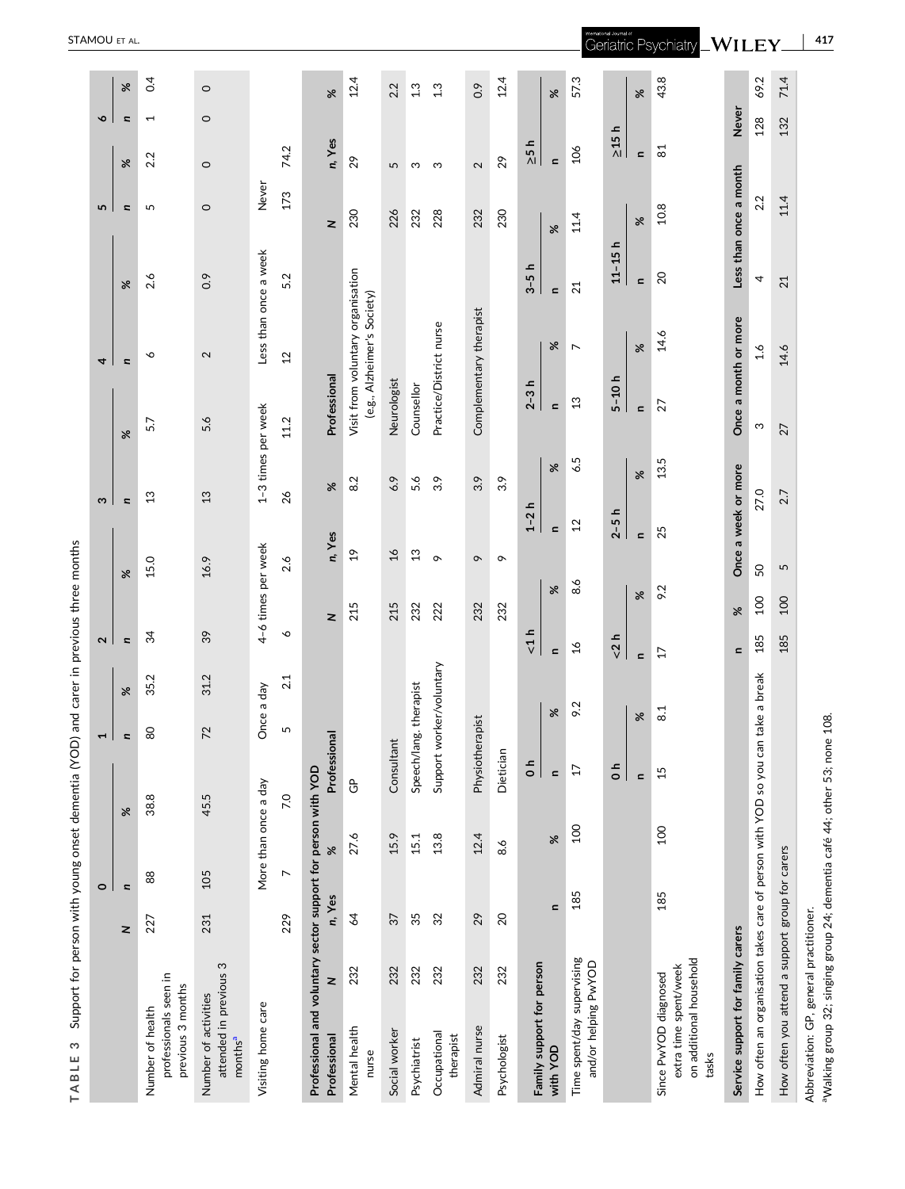**TABLE 3** Support for person with young onset dementia (YOD) and carer in previous three months

| | N | 0 n | 0 % | 1 n | 1 % | 2 n | 2 % | 3 n | 3 % | 4 n | 4 % | 5 n | 5 % | 6 n | 6 % |
|---|---|---|---|---|---|---|---|---|---|---|---|---|---|---|---|
| Number of health professionals seen in previous 3 months | 227 | 88 | 38.8 | 80 | 35.2 | 34 | 15.0 | 13 | 5.7 | 6 | 2.6 | 5 | 2.2 | 1 | 0.4 |
| Number of activities attended in previous 3 months[a] | 231 | 105 | 45.5 | 72 | 31.2 | 39 | 16.9 | 13 | 5.6 | 2 | 0.9 | 0 | 0 | 0 | 0 |

| | N | More than once a day | Once a day | 4–6 times per week | 1–3 times per week | Less than once a week | Never |
|---|---|---|---|---|---|---|---|
| Visiting home care | 229 | 7 (7.0) | 5 (2.1) | 6 (2.6) | 26 (11.2) | 12 (5.2) | 173 (74.2) |

**Professional and voluntary sector support for person with YOD**

| Professional | N | n, Yes | % | Professional | N | n, Yes | % | Professional | N | n, Yes | % |
|---|---|---|---|---|---|---|---|---|---|---|---|
| Mental health nurse | 232 | 64 | 27.6 | GP | 215 | 19 | 8.2 | Visit from voluntary organisation (e.g., Alzheimer's Society) | 230 | 29 | 12.4 |
| Social worker | 232 | 37 | 15.9 | Consultant | 215 | 16 | 6.9 | Neurologist | 226 | 5 | 2.2 |
| Psychiatrist | 232 | 35 | 15.1 | Speech/lang. therapist | 232 | 13 | 5.6 | Counsellor | 232 | 3 | 1.3 |
| Occupational therapist | 232 | 32 | 13.8 | Support worker/voluntary | 222 | 9 | 3.9 | Practice/District nurse | 228 | 3 | 1.3 |
| Admiral nurse | 232 | 29 | 12.4 | Physiotherapist | 232 | 9 | 3.9 | Complementary therapist | 232 | 2 | 0.9 |
| Psychologist | 232 | 20 | 8.6 | Dietician | 232 | 9 | 3.9 | | 230 | 29 | 12.4 |

**Family support for person with YOD**

| | n | % | 0 h n | 0 h % | <1 h n | <1 h % | 1–2 h n | 1–2 h % | 2–3 h n | 2–3 h % | 3–5 h n | 3–5 h % | ≥5 h n | ≥5 h % |
|---|---|---|---|---|---|---|---|---|---|---|---|---|---|---|
| Time spent/day supervising and/or helping PwYOD | 185 | 100 | 17 | 9.2 | 16 | 8.6 | 12 | 6.5 | 13 | 7 | 21 | 11.4 | 106 | 57.3 |

| | n | % | 0 h n | 0 h % | <2 h n | <2 h % | 2–5 h n | 2–5 h % | 5–10 h n | 5–10 h % | 11–15 h n | 11–15 h % | ≥15 h n | ≥15 h % |
|---|---|---|---|---|---|---|---|---|---|---|---|---|---|---|
| Since PwYOD diagnosed extra time spent/week on additional household tasks | 185 | 100 | 15 | 8.1 | 17 | 9.2 | 25 | 13.5 | 27 | 14.6 | 20 | 10.8 | 81 | 43.8 |

| Service support for family carers | n | % | Once a week or more | Once a month or more | Less than once a month | Never |
|---|---|---|---|---|---|---|
| How often an organisation takes care of person with YOD so you can take a break | 185 | 100 | 50 (27.0) | 3 (1.6) | 4 (2.2) | 128 (69.2) |
| How often you attend a support group for carers | 185 | 100 | 5 (2.7) | 27 (14.6) | 21 (11.4) | 132 (71.4) |

Abbreviation: GP, general practitioner.

[a]Walking group 32; singing group 24; dementia café 44; other 53; none 108.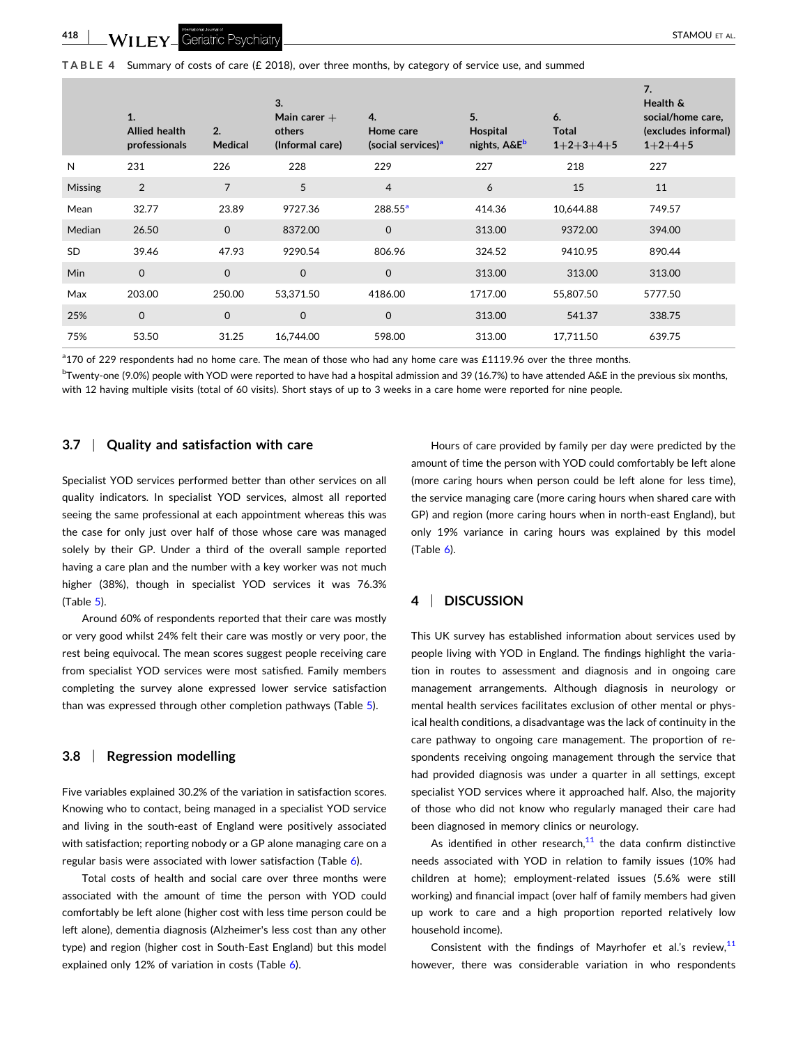**TABLE 4** Summary of costs of care (£ 2018), over three months, by category of service use, and summed

| | 1. Allied health professionals | 2. Medical | 3. Main carer + others (Informal care) | 4. Home care (social services)[a] | 5. Hospital nights, A&E[b] | 6. Total 1+2+3+4+5 | 7. Health & social/home care, (excludes informal) 1+2+4+5 |
|---|---|---|---|---|---|---|---|
| N | 231 | 226 | 228 | 229 | 227 | 218 | 227 |
| Missing | 2 | 7 | 5 | 4 | 6 | 15 | 11 |
| Mean | 32.77 | 23.89 | 9727.36 | 288.55[a] | 414.36 | 10,644.88 | 749.57 |
| Median | 26.50 | 0 | 8372.00 | 0 | 313.00 | 9372.00 | 394.00 |
| SD | 39.46 | 47.93 | 9290.54 | 806.96 | 324.52 | 9410.95 | 890.44 |
| Min | 0 | 0 | 0 | 0 | 313.00 | 313.00 | 313.00 |
| Max | 203.00 | 250.00 | 53,371.50 | 4186.00 | 1717.00 | 55,807.50 | 5777.50 |
| 25% | 0 | 0 | 0 | 0 | 313.00 | 541.37 | 338.75 |
| 75% | 53.50 | 31.25 | 16,744.00 | 598.00 | 313.00 | 17,711.50 | 639.75 |

[a]170 of 229 respondents had no home care. The mean of those who had any home care was £1119.96 over the three months.

[b]Twenty-one (9.0%) people with YOD were reported to have had a hospital admission and 39 (16.7%) to have attended A&E in the previous six months, with 12 having multiple visits (total of 60 visits). Short stays of up to 3 weeks in a care home were reported for nine people.

### 3.7 | Quality and satisfaction with care

Specialist YOD services performed better than other services on all quality indicators. In specialist YOD services, almost all reported seeing the same professional at each appointment whereas this was the case for only just over half of those whose care was managed solely by their GP. Under a third of the overall sample reported having a care plan and the number with a key worker was not much higher (38%), though in specialist YOD services it was 76.3% (Table 5).

Around 60% of respondents reported that their care was mostly or very good whilst 24% felt their care was mostly or very poor, the rest being equivocal. The mean scores suggest people receiving care from specialist YOD services were most satisfied. Family members completing the survey alone expressed lower service satisfaction than was expressed through other completion pathways (Table 5).

### 3.8 | Regression modelling

Five variables explained 30.2% of the variation in satisfaction scores. Knowing who to contact, being managed in a specialist YOD service and living in the south-east of England were positively associated with satisfaction; reporting nobody or a GP alone managing care on a regular basis were associated with lower satisfaction (Table 6).

Total costs of health and social care over three months were associated with the amount of time the person with YOD could comfortably be left alone (higher cost with less time person could be left alone), dementia diagnosis (Alzheimer's less cost than any other type) and region (higher cost in South-East England) but this model explained only 12% of variation in costs (Table 6).

Hours of care provided by family per day were predicted by the amount of time the person with YOD could comfortably be left alone (more caring hours when person could be left alone for less time), the service managing care (more caring hours when shared care with GP) and region (more caring hours when in north-east England), but only 19% variance in caring hours was explained by this model (Table 6).

## 4 | DISCUSSION

This UK survey has established information about services used by people living with YOD in England. The findings highlight the variation in routes to assessment and diagnosis and in ongoing care management arrangements. Although diagnosis in neurology or mental health services facilitates exclusion of other mental or physical health conditions, a disadvantage was the lack of continuity in the care pathway to ongoing care management. The proportion of respondents receiving ongoing management through the service that had provided diagnosis was under a quarter in all settings, except specialist YOD services where it approached half. Also, the majority of those who did not know who regularly managed their care had been diagnosed in memory clinics or neurology.

As identified in other research,[11] the data confirm distinctive needs associated with YOD in relation to family issues (10% had children at home); employment-related issues (5.6% were still working) and financial impact (over half of family members had given up work to care and a high proportion reported relatively low household income).

Consistent with the findings of Mayrhofer et al.'s review,[11] however, there was considerable variation in who respondents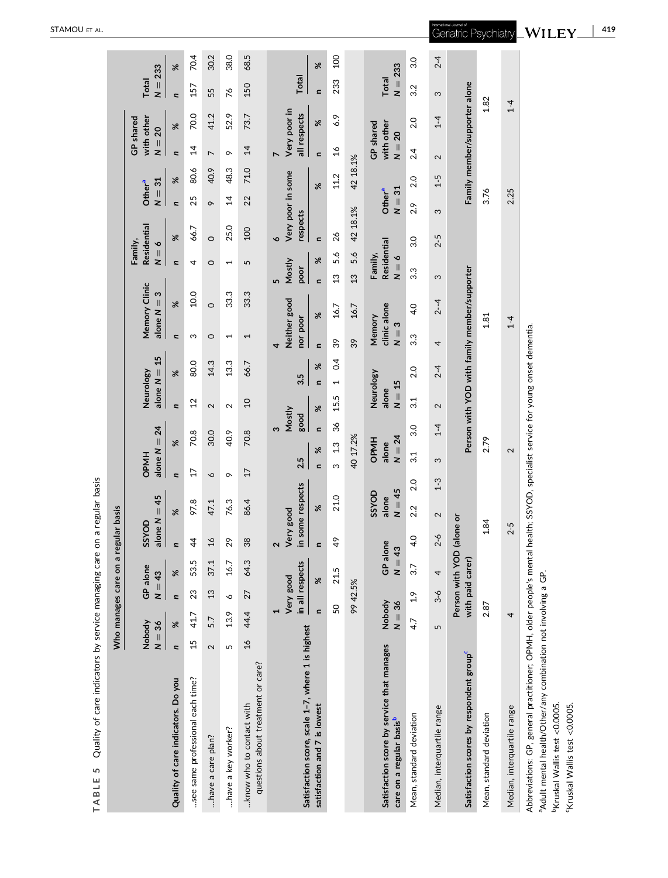**TABLE 5** Quality of care indicators by service managing care on a regular basis

| Quality of care indicators. Do you | Nobody N = 36 n | % | GP alone N = 43 n | % | SSYOD alone N = 45 n | % | OPMH alone N = 24 n | % | Neurology alone N = 15 n | % | Memory Clinic alone N = 3 n | % | Family, Residential N = 6 n | % | Other[a] N = 31 n | % | GP shared with other N = 20 n | % | Total N = 233 n | % |
|---|---|---|---|---|---|---|---|---|---|---|---|---|---|---|---|---|---|---|---|---|
| ...see same professional each time? | 15 | 41.7 | 23 | 53.5 | 44 | 97.8 | 17 | 70.8 | 12 | 80.0 | 3 | 10.0 | 4 | 66.7 | 25 | 80.6 | 14 | 70.0 | 157 | 70.4 |
| ...have a care plan? | 2 | 5.7 | 13 | 37.1 | 16 | 47.1 | 6 | 30.0 | 2 | 14.3 | 0 | 0 | 0 | 0 | 9 | 40.9 | 7 | 41.2 | 55 | 30.2 |
| ...have a key worker? | 5 | 13.9 | 6 | 16.7 | 29 | 76.3 | 9 | 40.9 | 2 | 13.3 | 1 | 33.3 | 1 | 25.0 | 14 | 48.3 | 9 | 52.9 | 76 | 38.0 |
| ...know who to contact with questions about treatment or care? | 16 | 44.4 | 27 | 64.3 | 38 | 86.4 | 17 | 70.8 | 10 | 66.7 | 1 | 33.3 | 5 | 100 | 22 | 71.0 | 14 | 73.7 | 150 | 68.5 |

| Satisfaction score, scale 1–7, where 1 is highest satisfaction and 7 is lowest | 1 Very good in all respects | 2 Very good in some respects | 2.5 | 3 Mostly good | 3.5 | 4 Neither good nor poor | 5 Mostly poor | 6 Very poor in some respects | 7 Very poor in all respects | Total |
|---|---|---|---|---|---|---|---|---|---|---|
| n (%) | 50 (21.5) | 49 (21.0) | 3 (1.3) | 36 (15.5) | 1 (0.4) | 39 (16.7) | 13 (5.6) | 26 (11.2) | 16 (6.9) | 233 (100) |
| | 99 42.5% | | 40 17.2% | | | 39 16.7 | 13 5.6 | 42 18.1% | 42 18.1% | |

| Satisfaction score by service that manages care on a regular basis[b] | Nobody N = 36 | GP alone N = 43 | SSYOD alone N = 45 | OPMH alone N = 24 | Neurology alone N = 15 | Memory clinic alone N = 3 | Family, Residential N = 6 | Other[a] N = 31 | GP shared with other N = 20 | Total N = 233 |
|---|---|---|---|---|---|---|---|---|---|---|
| Mean, standard deviation | 4.7 1.9 | 3.7 4.0 | 2.2 2.0 | 3.1 3.0 | 3.1 2.0 | 3.3 4.0 | 3.3 3.0 | 2.9 2.0 | 2.4 2.0 | 3.2 3.0 |
| Median, interquartile range | 5 3-6 | 4 2-6 | 2 1-3 | 3 1-4 | 2 2-4 | 4 2-4 | 3 2-5 | 3 1-5 | 2 1-4 | 3 2-4 |

| Satisfaction scores by respondent group[c] | Person with YOD (alone or with paid carer) | Person with YOD with family member/supporter | Family member/supporter alone |
|---|---|---|---|
| Mean, standard deviation | 2.87 1.84 | 2.79 1.81 | 3.76 1.82 |
| Median, interquartile range | 4 2-5 | 2 1-4 | 2.25 1-4 |

Abbreviations: GP, general practitioner; OPMH, older people's mental health; SSYOD, specialist service for young onset dementia.

[a]Adult mental health/Other/any combination not involving a GP.

[b]Kruskal Wallis test <0.0005.

[c]Kruskal Wallis test <0.0005.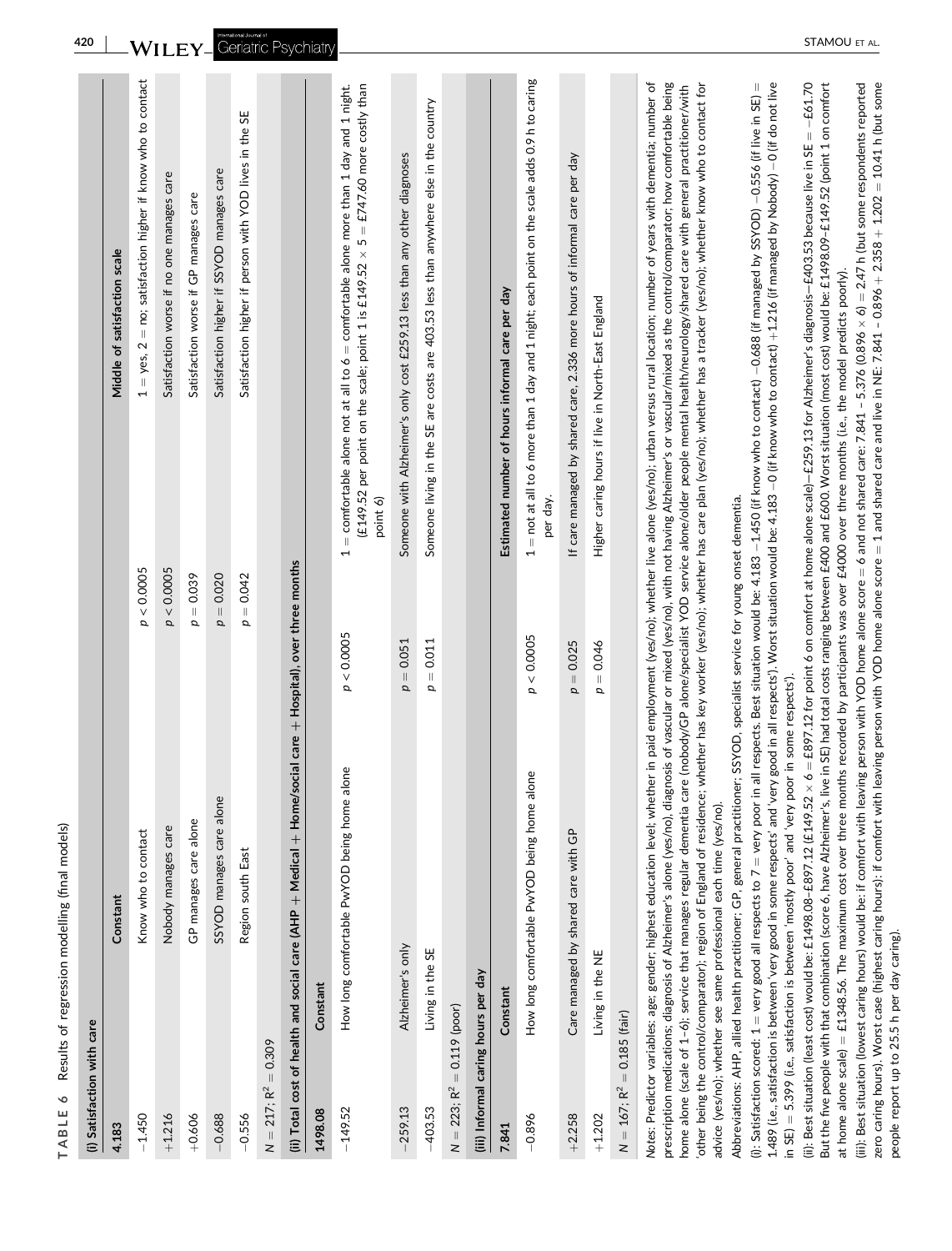**TABLE 6** Results of regression modelling (final models)

| (i) Satisfaction with care | | | |
|---|---|---|---|
| 4.183 | Constant | | Middle of satisfaction scale |
| −1.450 | Know who to contact | $p < 0.0005$ | 1 = yes, 2 = no; satisfaction higher if know who to contact |
| +1.216 | Nobody manages care | $p < 0.0005$ | Satisfaction worse if no one manages care |
| +0.606 | GP manages care alone | $p = 0.039$ | Satisfaction worse if GP manages care |
| −0.688 | SSYOD manages care alone | $p = 0.020$ | Satisfaction higher if SSYOD manages care |
| −0.556 | Region south East | $p = 0.042$ | Satisfaction higher if person with YOD lives in the SE |
| $N = 217$; $R^2 = 0.309$ | | | |
| **(ii) Total cost of health and social care (AHP + Medical + Home/social care + Hospital), over three months** | | | |
| 1498.08 | Constant | | |
| −149.52 | How long comfortable PwYOD being home alone | $p < 0.0005$ | 1 = comfortable alone not at all to 6 = comfortable alone more than 1 day and 1 night. (£149.52 per point on the scale; point 1 is £149.52 × 5 = £747.60 more costly than point 6) |
| −259.13 | Alzheimer's only | $p = 0.051$ | Someone with Alzheimer's only cost £259.13 less than any other diagnoses |
| −403.53 | Living in the SE | $p = 0.011$ | Someone living in the SE are costs are 403.53 less than anywhere else in the country |
| $N = 223$; $R^2 = 0.119$ (poor) | | | |
| **(iii) Informal caring hours per day** | | | |
| 7.841 | Constant | | Estimated number of hours informal care per day |
| −0.896 | How long comfortable PwYOD being home alone | $p < 0.0005$ | 1 = not at all to 6 more than 1 day and 1 night; each point on the scale adds 0.9 h to caring per day. |
| +2.258 | Care managed by shared care with GP | $p = 0.025$ | If care managed by shared care, 2.336 more hours of informal care per day |
| +1.202 | Living in the NE | $p = 0.046$ | Higher caring hours if live in North-East England |
| $N = 167$; $R^2 = 0.185$ (fair) | | | |

*Notes*: Predictor variables: age; gender; highest education level; whether in paid employment (yes/no); whether live alone (yes/no); urban versus rural location; number of years with dementia; number of prescription medications; diagnosis of Alzheimer's alone (yes/no), diagnosis of vascular or mixed (yes/no), with not having Alzheimer's or vascular/mixed as the control/comparator; how comfortable being home alone (scale of 1–6); service that manages regular dementia care (nobody/GP alone/specialist YOD service alone/older people mental health/neurology/shared care with general practitioner/with 'other being the control/comparator); region of England of residence; whether has key worker (yes/no); whether has care plan (yes/no); whether has a tracker (yes/no); whether know who to contact for advice (yes/no); whether see same professional each time (yes/no).

Abbreviations: AHP, allied health practitioner; GP, general practitioner; SSYOD, specialist service for young onset dementia.

(i): Satisfaction scored: 1 = very good all respects to 7 = very poor in all respects. Best situation would be: 4.183 −1.450 (if know who to contact) −0.688 (if managed by SSYOD) −0.556 (if live in SE) = 1.489 (i.e., satisfaction is between 'very good in some respects' and 'very good in all respects'). Worst situation would be: 4.183 −0 (if know who to contact) +1.216 (if managed by Nobody) −0 (if do not live in SE) = 5.399 (i.e., satisfaction is between 'mostly poor' and 'very poor in some respects').

(ii): Best situation (least cost) would be: £1498.08–£897.12 (£149.52 × 6 = £897.12 for point 6 on comfort at home alone scale)–£259.13 for Alzheimer's diagnosis–£403.53 because live in SE = −£61.70 But the five people with that combination (score 6, have Alzheimer's, live in SE) had total costs ranging between £400 and £600. Worst situation (most cost) would be: £1498.09–£149.52 (point 1 on comfort at home alone scale) = £1348.56. The maximum cost over three months recorded by participants was over £4000 over three months (i.e., the model predicts poorly).

(iii): Best situation (lowest caring hours) would be: if comfort with leaving person with YOD home alone score = 6 and not shared care: 7.841 − 5.376 (0.896 × 6) = 2.47 h (but some respondents reported zero caring hours). Worst case (highest caring hours): if comfort with leaving person with YOD home alone score = 1 and shared care and live in NE: 7.841 − 0.896 + 2.358 + 1.202 = 10.41 h (but some people report up to 25.5 h per day caring).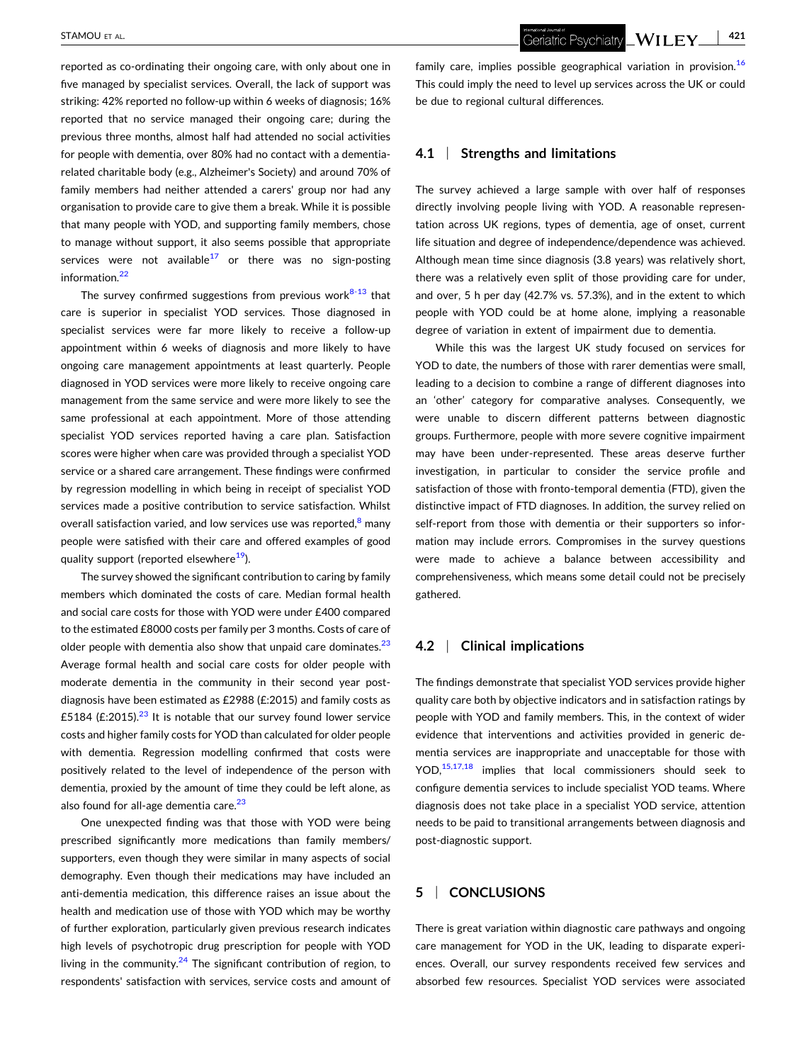reported as co-ordinating their ongoing care, with only about one in five managed by specialist services. Overall, the lack of support was striking: 42% reported no follow-up within 6 weeks of diagnosis; 16% reported that no service managed their ongoing care; during the previous three months, almost half had attended no social activities for people with dementia, over 80% had no contact with a dementia-related charitable body (e.g., Alzheimer's Society) and around 70% of family members had neither attended a carers' group nor had any organisation to provide care to give them a break. While it is possible that many people with YOD, and supporting family members, chose to manage without support, it also seems possible that appropriate services were not available[17] or there was no sign-posting information.[22]

The survey confirmed suggestions from previous work[8-13] that care is superior in specialist YOD services. Those diagnosed in specialist services were far more likely to receive a follow-up appointment within 6 weeks of diagnosis and more likely to have ongoing care management appointments at least quarterly. People diagnosed in YOD services were more likely to receive ongoing care management from the same service and were more likely to see the same professional at each appointment. More of those attending specialist YOD services reported having a care plan. Satisfaction scores were higher when care was provided through a specialist YOD service or a shared care arrangement. These findings were confirmed by regression modelling in which being in receipt of specialist YOD services made a positive contribution to service satisfaction. Whilst overall satisfaction varied, and low services use was reported,[8] many people were satisfied with their care and offered examples of good quality support (reported elsewhere[19]).

The survey showed the significant contribution to caring by family members which dominated the costs of care. Median formal health and social care costs for those with YOD were under £400 compared to the estimated £8000 costs per family per 3 months. Costs of care of older people with dementia also show that unpaid care dominates.[23] Average formal health and social care costs for older people with moderate dementia in the community in their second year post-diagnosis have been estimated as £2988 (£:2015) and family costs as £5184 (£:2015).[23] It is notable that our survey found lower service costs and higher family costs for YOD than calculated for older people with dementia. Regression modelling confirmed that costs were positively related to the level of independence of the person with dementia, proxied by the amount of time they could be left alone, as also found for all-age dementia care.[23]

One unexpected finding was that those with YOD were being prescribed significantly more medications than family members/supporters, even though they were similar in many aspects of social demography. Even though their medications may have included an anti-dementia medication, this difference raises an issue about the health and medication use of those with YOD which may be worthy of further exploration, particularly given previous research indicates high levels of psychotropic drug prescription for people with YOD living in the community.[24] The significant contribution of region, to respondents' satisfaction with services, service costs and amount of family care, implies possible geographical variation in provision.[16] This could imply the need to level up services across the UK or could be due to regional cultural differences.

## 4.1 | Strengths and limitations

The survey achieved a large sample with over half of responses directly involving people living with YOD. A reasonable representation across UK regions, types of dementia, age of onset, current life situation and degree of independence/dependence was achieved. Although mean time since diagnosis (3.8 years) was relatively short, there was a relatively even split of those providing care for under, and over, 5 h per day (42.7% vs. 57.3%), and in the extent to which people with YOD could be at home alone, implying a reasonable degree of variation in extent of impairment due to dementia.

While this was the largest UK study focused on services for YOD to date, the numbers of those with rarer dementias were small, leading to a decision to combine a range of different diagnoses into an 'other' category for comparative analyses. Consequently, we were unable to discern different patterns between diagnostic groups. Furthermore, people with more severe cognitive impairment may have been under-represented. These areas deserve further investigation, in particular to consider the service profile and satisfaction of those with fronto-temporal dementia (FTD), given the distinctive impact of FTD diagnoses. In addition, the survey relied on self-report from those with dementia or their supporters so information may include errors. Compromises in the survey questions were made to achieve a balance between accessibility and comprehensiveness, which means some detail could not be precisely gathered.

## 4.2 | Clinical implications

The findings demonstrate that specialist YOD services provide higher quality care both by objective indicators and in satisfaction ratings by people with YOD and family members. This, in the context of wider evidence that interventions and activities provided in generic dementia services are inappropriate and unacceptable for those with YOD,[15,17,18] implies that local commissioners should seek to configure dementia services to include specialist YOD teams. Where diagnosis does not take place in a specialist YOD service, attention needs to be paid to transitional arrangements between diagnosis and post-diagnostic support.

# 5 | CONCLUSIONS

There is great variation within diagnostic care pathways and ongoing care management for YOD in the UK, leading to disparate experiences. Overall, our survey respondents received few services and absorbed few resources. Specialist YOD services were associated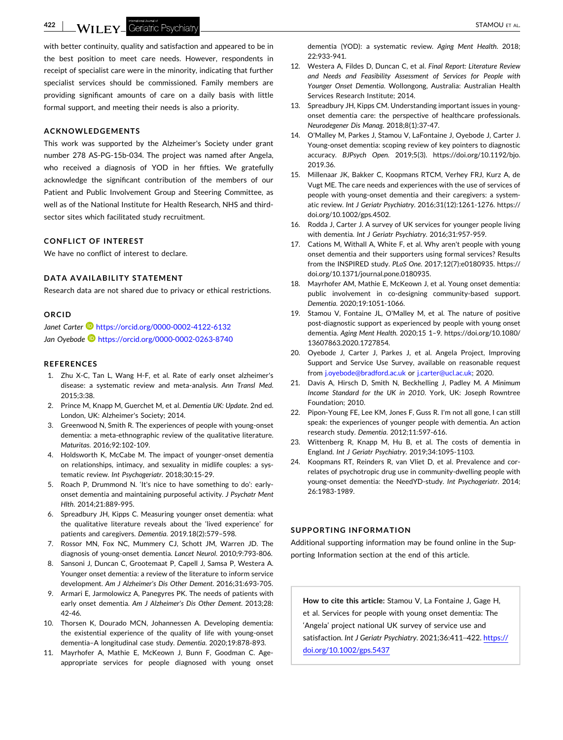with better continuity, quality and satisfaction and appeared to be in the best position to meet care needs. However, respondents in receipt of specialist care were in the minority, indicating that further specialist services should be commissioned. Family members are providing significant amounts of care on a daily basis with little formal support, and meeting their needs is also a priority.

## ACKNOWLEDGEMENTS

This work was supported by the Alzheimer's Society under grant number 278 AS-PG-15b-034. The project was named after Angela, who received a diagnosis of YOD in her fifties. We gratefully acknowledge the significant contribution of the members of our Patient and Public Involvement Group and Steering Committee, as well as of the National Institute for Health Research, NHS and third-sector sites which facilitated study recruitment.

## CONFLICT OF INTEREST

We have no conflict of interest to declare.

## DATA AVAILABILITY STATEMENT

Research data are not shared due to privacy or ethical restrictions.

## ORCID

*Janet Carter* https://orcid.org/0000-0002-4122-6132
*Jan Oyebode* https://orcid.org/0000-0002-0263-8740

## REFERENCES

1. Zhu X-C, Tan L, Wang H-F, et al. Rate of early onset alzheimer's disease: a systematic review and meta-analysis. *Ann Transl Med*. 2015;3:38.
2. Prince M, Knapp M, Guerchet M, et al. *Dementia UK: Update*. 2nd ed. London, UK: Alzheimer's Society; 2014.
3. Greenwood N, Smith R. The experiences of people with young-onset dementia: a meta-ethnographic review of the qualitative literature. *Maturitas*. 2016;92:102-109.
4. Holdsworth K, McCabe M. The impact of younger-onset dementia on relationships, intimacy, and sexuality in midlife couples: a systematic review. *Int Psychogeriatr*. 2018;30:15-29.
5. Roach P, Drummond N. 'It's nice to have something to do': early-onset dementia and maintaining purposeful activity. *J Psychatr Ment Hlth*. 2014;21:889-995.
6. Spreadbury JH, Kipps C. Measuring younger onset dementia: what the qualitative literature reveals about the 'lived experience' for patients and caregivers. *Dementia*. 2019.18(2):579–598.
7. Rossor MN, Fox NC, Mummery CJ, Schott JM, Warren JD. The diagnosis of young-onset dementia. *Lancet Neurol*. 2010;9:793-806.
8. Sansoni J, Duncan C, Grootemaat P, Capell J, Samsa P, Westera A. Younger onset dementia: a review of the literature to inform service development. *Am J Alzheimer's Dis Other Dement*. 2016;31:693-705.
9. Armari E, Jarmolowicz A, Panegyres PK. The needs of patients with early onset dementia. *Am J Alzheimer's Dis Other Dement*. 2013;28:42-46.
10. Thorsen K, Dourado MCN, Johannessen A. Developing dementia: the existential experience of the quality of life with young-onset dementia–A longitudinal case study. *Dementia*. 2020;19:878-893.
11. Mayrhofer A, Mathie E, McKeown J, Bunn F, Goodman C. Age-appropriate services for people diagnosed with young onset dementia (YOD): a systematic review. *Aging Ment Health*. 2018;22:933-941.
12. Westera A, Fildes D, Duncan C, et al. *Final Report: Literature Review and Needs and Feasibility Assessment of Services for People with Younger Onset Dementia*. Wollongong, Australia: Australian Health Services Research Institute; 2014.
13. Spreadbury JH, Kipps CM. Understanding important issues in young-onset dementia care: the perspective of healthcare professionals. *Neurodegener Dis Manag*. 2018;8(1):37-47.
14. O'Malley M, Parkes J, Stamou V, LaFontaine J, Oyebode J, Carter J. Young-onset dementia: scoping review of key pointers to diagnostic accuracy. *BJPsych Open*. 2019;5(3). https://doi.org/10.1192/bjo.2019.36.
15. Millenaar JK, Bakker C, Koopmans RTCM, Verhey FRJ, Kurz A, de Vugt ME. The care needs and experiences with the use of services of people with young-onset dementia and their caregivers: a systematic review. *Int J Geriatr Psychiatry*. 2016;31(12):1261-1276. https://doi.org/10.1002/gps.4502.
16. Rodda J, Carter J. A survey of UK services for younger people living with dementia. *Int J Geriatr Psychiatry*. 2016;31:957-959.
17. Cations M, Withall A, White F, et al. Why aren't people with young onset dementia and their supporters using formal services? Results from the INSPIRED study. *PLoS One*. 2017;12(7):e0180935. https://doi.org/10.1371/journal.pone.0180935.
18. Mayrhofer AM, Mathie E, McKeown J, et al. Young onset dementia: public involvement in co-designing community-based support. *Dementia*. 2020;19:1051-1066.
19. Stamou V, Fontaine JL, O'Malley M, et al. The nature of positive post-diagnostic support as experienced by people with young onset dementia. *Aging Ment Health*. 2020;15 1–9. https://doi.org/10.1080/13607863.2020.1727854.
20. Oyebode J, Carter J, Parkes J, et al. Angela Project, Improving Support and Service Use Survey, available on reasonable request from j.oyebode@bradford.ac.uk or j.carter@ucl.ac.uk; 2020.
21. Davis A, Hirsch D, Smith N, Beckhelling J, Padley M. *A Minimum Income Standard for the UK in 2010*. York, UK: Joseph Rowntree Foundation; 2010.
22. Pipon-Young FE, Lee KM, Jones F, Guss R. I'm not all gone, I can still speak: the experiences of younger people with dementia. An action research study. *Dementia*. 2012;11:597-616.
23. Wittenberg R, Knapp M, Hu B, et al. The costs of dementia in England. *Int J Geriatr Psychiatry*. 2019;34:1095-1103.
24. Koopmans RT, Reinders R, van Vliet D, et al. Prevalence and correlates of psychotropic drug use in community-dwelling people with young-onset dementia: the NeedYD-study. *Int Psychogeriatr*. 2014;26:1983-1989.

## SUPPORTING INFORMATION

Additional supporting information may be found online in the Supporting Information section at the end of this article.

**How to cite this article:** Stamou V, La Fontaine J, Gage H, et al. Services for people with young onset dementia: The 'Angela' project national UK survey of service use and satisfaction. *Int J Geriatr Psychiatry*. 2021;36:411–422. https://doi.org/10.1002/gps.5437